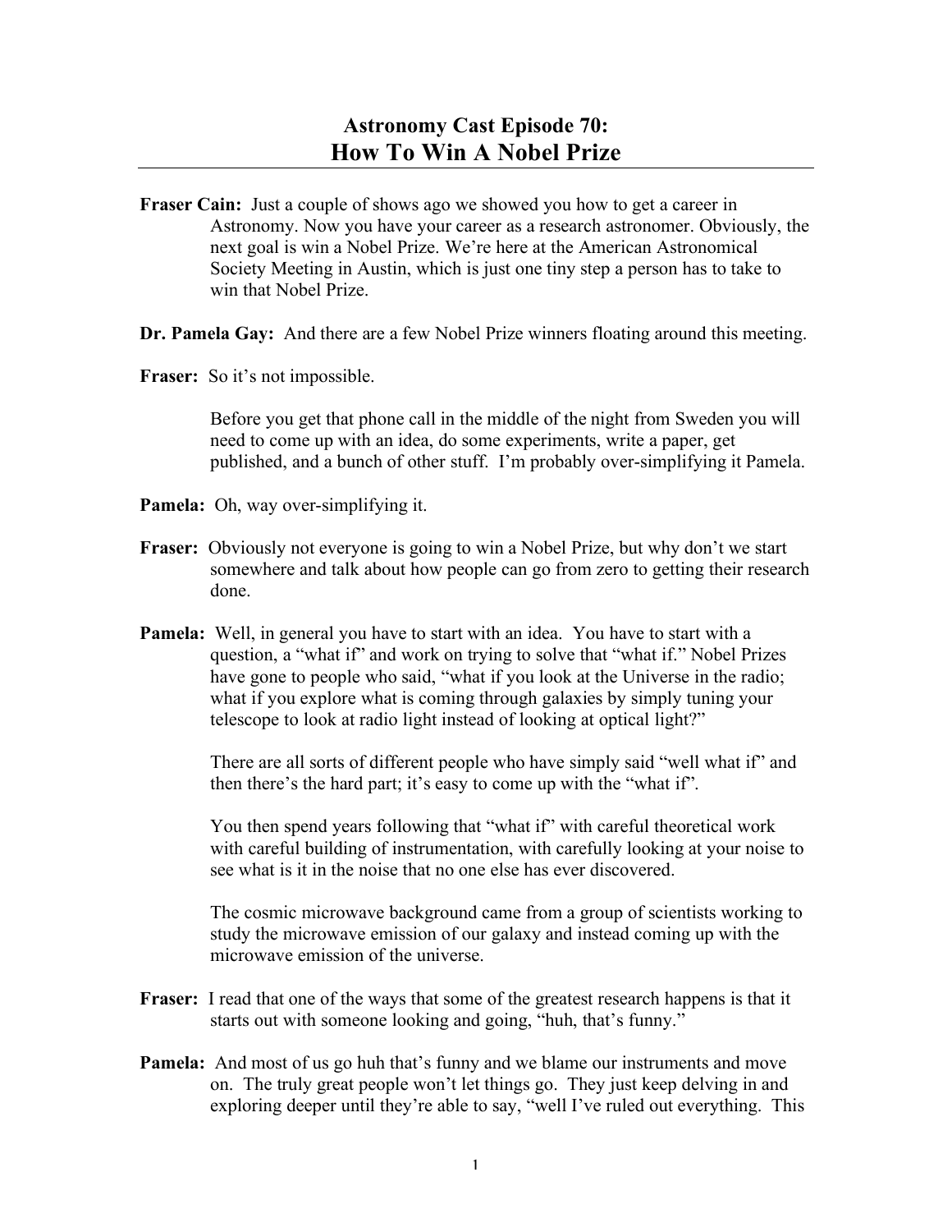# Astronomy Cast Episode 70:
# How To Win A Nobel Prize

---

**Fraser Cain:** Just a couple of shows ago we showed you how to get a career in Astronomy. Now you have your career as a research astronomer. Obviously, the next goal is win a Nobel Prize. We're here at the American Astronomical Society Meeting in Austin, which is just one tiny step a person has to take to win that Nobel Prize.

**Dr. Pamela Gay:** And there are a few Nobel Prize winners floating around this meeting.

**Fraser:** So it's not impossible.

Before you get that phone call in the middle of the night from Sweden you will need to come up with an idea, do some experiments, write a paper, get published, and a bunch of other stuff. I'm probably over-simplifying it Pamela.

**Pamela:** Oh, way over-simplifying it.

**Fraser:** Obviously not everyone is going to win a Nobel Prize, but why don't we start somewhere and talk about how people can go from zero to getting their research done.

**Pamela:** Well, in general you have to start with an idea. You have to start with a question, a "what if" and work on trying to solve that "what if." Nobel Prizes have gone to people who said, "what if you look at the Universe in the radio; what if you explore what is coming through galaxies by simply tuning your telescope to look at radio light instead of looking at optical light?"

There are all sorts of different people who have simply said "well what if" and then there's the hard part; it's easy to come up with the "what if".

You then spend years following that "what if" with careful theoretical work with careful building of instrumentation, with carefully looking at your noise to see what is it in the noise that no one else has ever discovered.

The cosmic microwave background came from a group of scientists working to study the microwave emission of our galaxy and instead coming up with the microwave emission of the universe.

**Fraser:** I read that one of the ways that some of the greatest research happens is that it starts out with someone looking and going, "huh, that's funny."

**Pamela:** And most of us go huh that's funny and we blame our instruments and move on. The truly great people won't let things go. They just keep delving in and exploring deeper until they're able to say, "well I've ruled out everything. This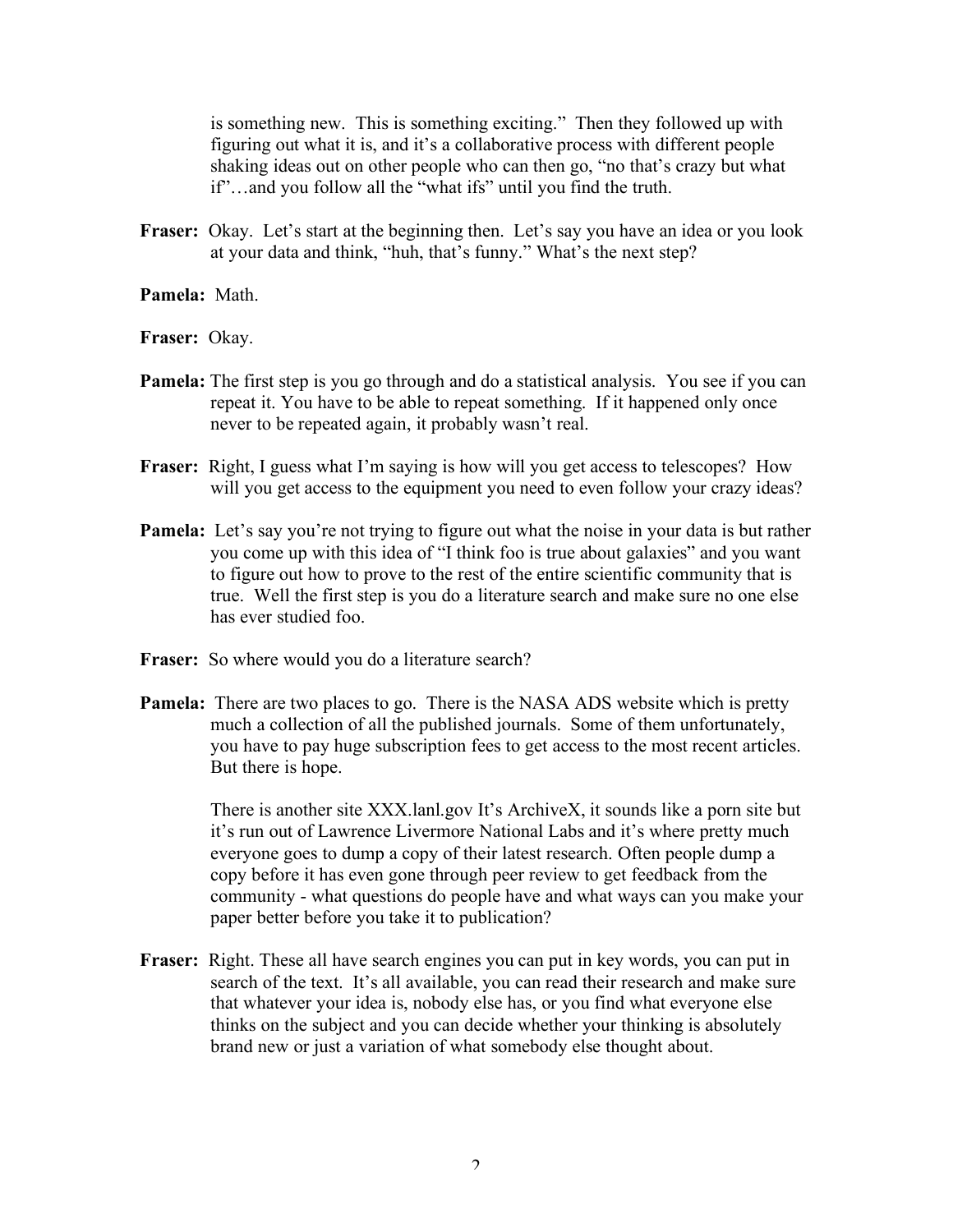is something new. This is something exciting." Then they followed up with figuring out what it is, and it's a collaborative process with different people shaking ideas out on other people who can then go, "no that's crazy but what if"…and you follow all the "what ifs" until you find the truth.

**Fraser:** Okay. Let's start at the beginning then. Let's say you have an idea or you look at your data and think, "huh, that's funny." What's the next step?

**Pamela:** Math.

**Fraser:** Okay.

**Pamela:** The first step is you go through and do a statistical analysis. You see if you can repeat it. You have to be able to repeat something. If it happened only once never to be repeated again, it probably wasn't real.

**Fraser:** Right, I guess what I'm saying is how will you get access to telescopes? How will you get access to the equipment you need to even follow your crazy ideas?

**Pamela:** Let's say you're not trying to figure out what the noise in your data is but rather you come up with this idea of "I think foo is true about galaxies" and you want to figure out how to prove to the rest of the entire scientific community that is true. Well the first step is you do a literature search and make sure no one else has ever studied foo.

**Fraser:** So where would you do a literature search?

**Pamela:** There are two places to go. There is the NASA ADS website which is pretty much a collection of all the published journals. Some of them unfortunately, you have to pay huge subscription fees to get access to the most recent articles. But there is hope.

There is another site XXX.lanl.gov It's ArchiveX, it sounds like a porn site but it's run out of Lawrence Livermore National Labs and it's where pretty much everyone goes to dump a copy of their latest research. Often people dump a copy before it has even gone through peer review to get feedback from the community - what questions do people have and what ways can you make your paper better before you take it to publication?

**Fraser:** Right. These all have search engines you can put in key words, you can put in search of the text. It's all available, you can read their research and make sure that whatever your idea is, nobody else has, or you find what everyone else thinks on the subject and you can decide whether your thinking is absolutely brand new or just a variation of what somebody else thought about.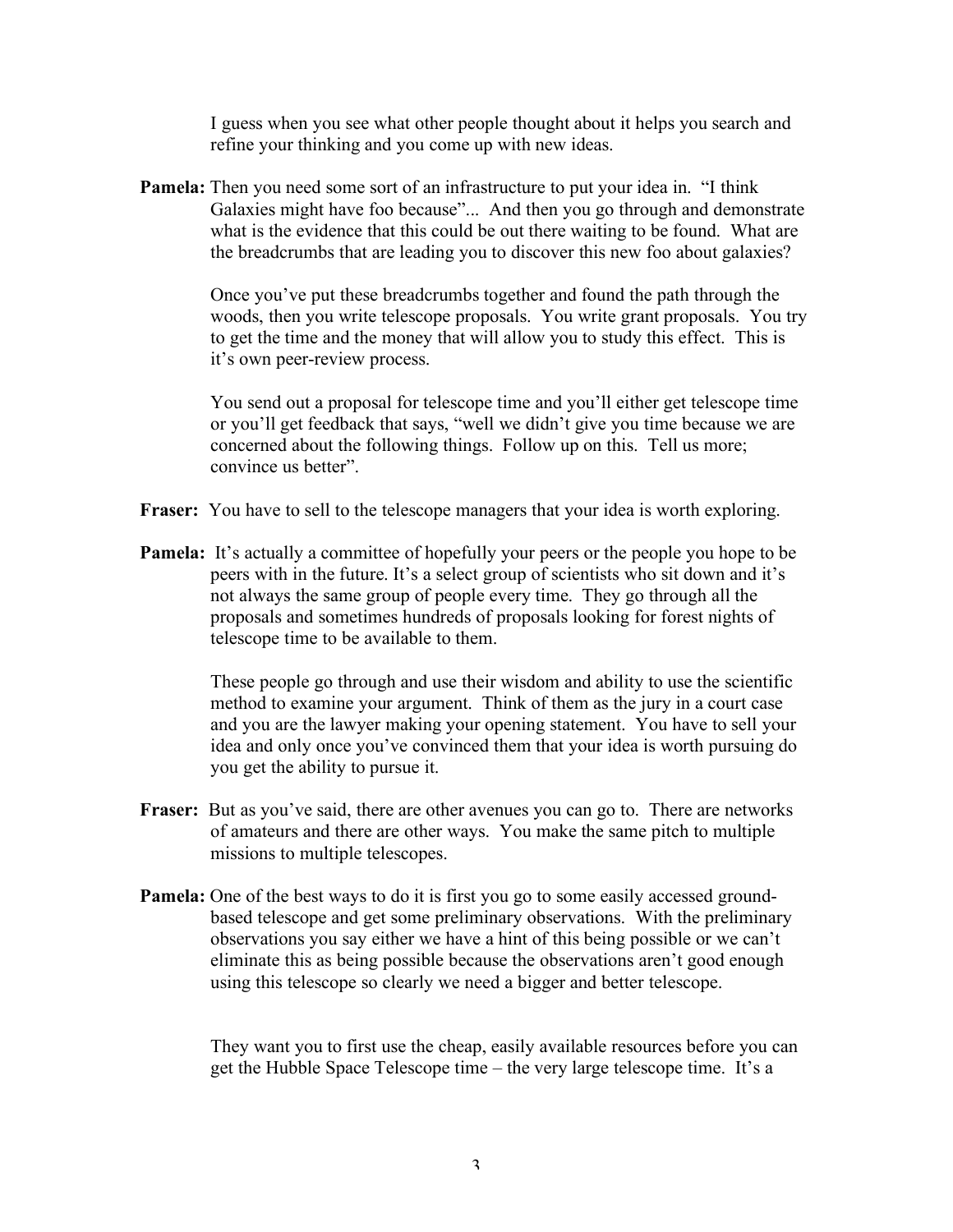I guess when you see what other people thought about it helps you search and refine your thinking and you come up with new ideas.

**Pamela:** Then you need some sort of an infrastructure to put your idea in. "I think Galaxies might have foo because"... And then you go through and demonstrate what is the evidence that this could be out there waiting to be found. What are the breadcrumbs that are leading you to discover this new foo about galaxies?

Once you've put these breadcrumbs together and found the path through the woods, then you write telescope proposals. You write grant proposals. You try to get the time and the money that will allow you to study this effect. This is it's own peer-review process.

You send out a proposal for telescope time and you'll either get telescope time or you'll get feedback that says, "well we didn't give you time because we are concerned about the following things. Follow up on this. Tell us more; convince us better".

**Fraser:** You have to sell to the telescope managers that your idea is worth exploring.

**Pamela:** It's actually a committee of hopefully your peers or the people you hope to be peers with in the future. It's a select group of scientists who sit down and it's not always the same group of people every time. They go through all the proposals and sometimes hundreds of proposals looking for forest nights of telescope time to be available to them.

These people go through and use their wisdom and ability to use the scientific method to examine your argument. Think of them as the jury in a court case and you are the lawyer making your opening statement. You have to sell your idea and only once you've convinced them that your idea is worth pursuing do you get the ability to pursue it.

**Fraser:** But as you've said, there are other avenues you can go to. There are networks of amateurs and there are other ways. You make the same pitch to multiple missions to multiple telescopes.

**Pamela:** One of the best ways to do it is first you go to some easily accessed ground-based telescope and get some preliminary observations. With the preliminary observations you say either we have a hint of this being possible or we can't eliminate this as being possible because the observations aren't good enough using this telescope so clearly we need a bigger and better telescope.

They want you to first use the cheap, easily available resources before you can get the Hubble Space Telescope time – the very large telescope time. It's a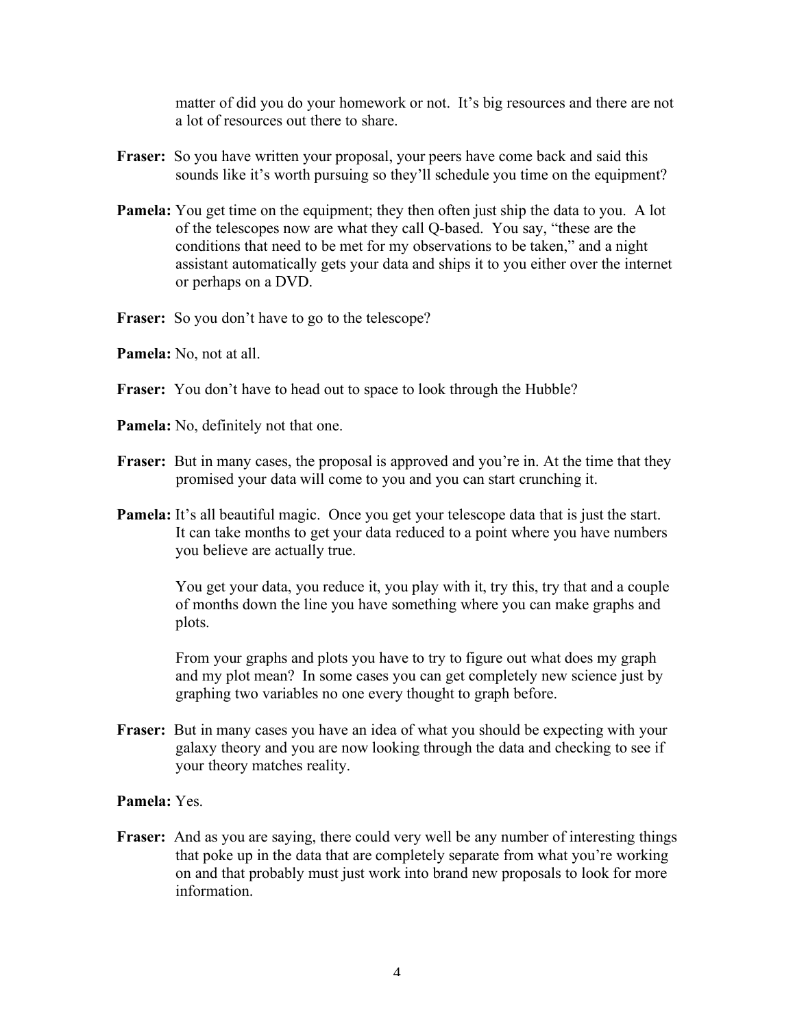matter of did you do your homework or not. It's big resources and there are not a lot of resources out there to share.

**Fraser:** So you have written your proposal, your peers have come back and said this sounds like it's worth pursuing so they'll schedule you time on the equipment?

**Pamela:** You get time on the equipment; they then often just ship the data to you. A lot of the telescopes now are what they call Q-based. You say, "these are the conditions that need to be met for my observations to be taken," and a night assistant automatically gets your data and ships it to you either over the internet or perhaps on a DVD.

**Fraser:** So you don't have to go to the telescope?

**Pamela:** No, not at all.

**Fraser:** You don't have to head out to space to look through the Hubble?

**Pamela:** No, definitely not that one.

**Fraser:** But in many cases, the proposal is approved and you're in. At the time that they promised your data will come to you and you can start crunching it.

**Pamela:** It's all beautiful magic. Once you get your telescope data that is just the start. It can take months to get your data reduced to a point where you have numbers you believe are actually true.

You get your data, you reduce it, you play with it, try this, try that and a couple of months down the line you have something where you can make graphs and plots.

From your graphs and plots you have to try to figure out what does my graph and my plot mean? In some cases you can get completely new science just by graphing two variables no one every thought to graph before.

**Fraser:** But in many cases you have an idea of what you should be expecting with your galaxy theory and you are now looking through the data and checking to see if your theory matches reality.

**Pamela:** Yes.

**Fraser:** And as you are saying, there could very well be any number of interesting things that poke up in the data that are completely separate from what you're working on and that probably must just work into brand new proposals to look for more information.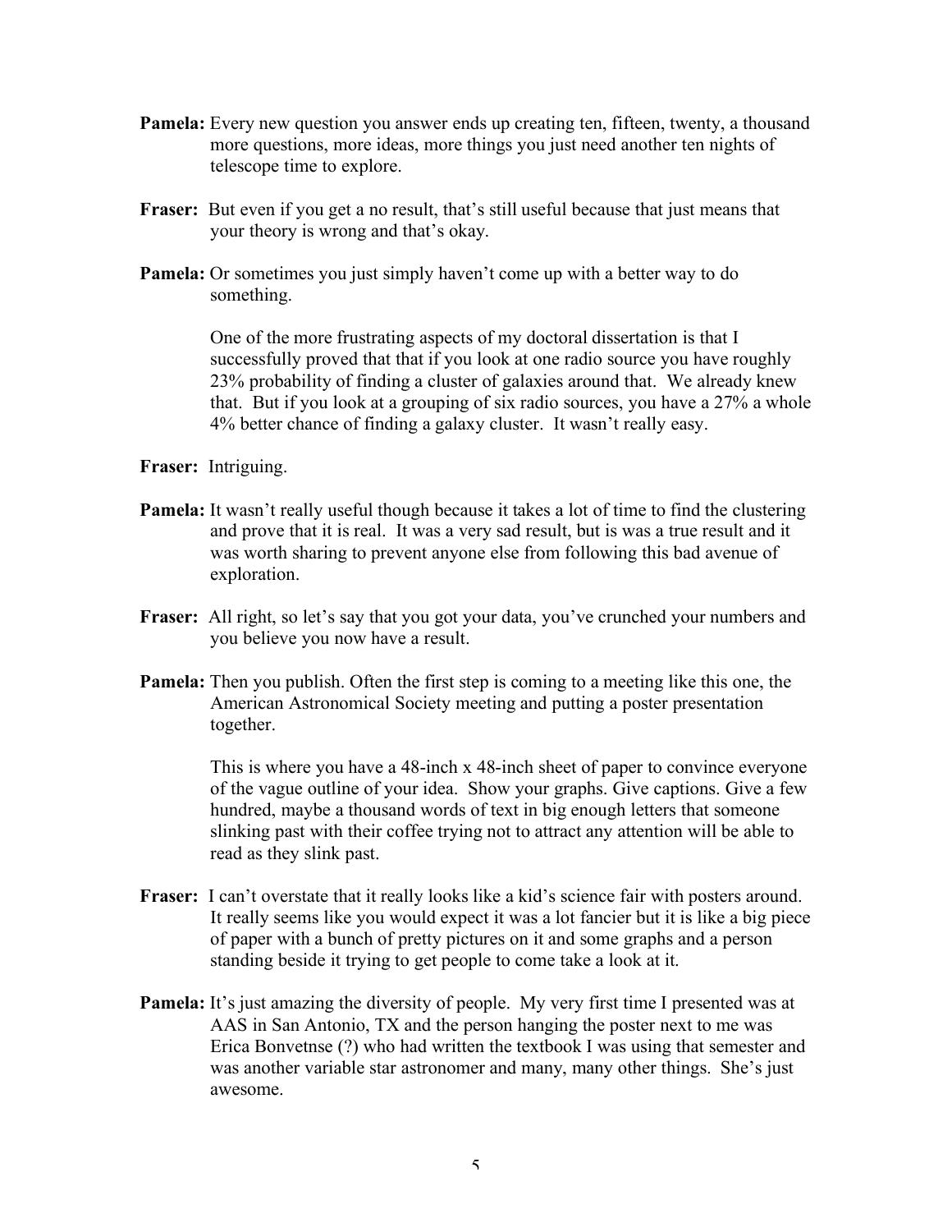**Pamela:** Every new question you answer ends up creating ten, fifteen, twenty, a thousand more questions, more ideas, more things you just need another ten nights of telescope time to explore.

**Fraser:** But even if you get a no result, that's still useful because that just means that your theory is wrong and that's okay.

**Pamela:** Or sometimes you just simply haven't come up with a better way to do something.

One of the more frustrating aspects of my doctoral dissertation is that I successfully proved that that if you look at one radio source you have roughly 23% probability of finding a cluster of galaxies around that. We already knew that. But if you look at a grouping of six radio sources, you have a 27% a whole 4% better chance of finding a galaxy cluster. It wasn't really easy.

**Fraser:** Intriguing.

**Pamela:** It wasn't really useful though because it takes a lot of time to find the clustering and prove that it is real. It was a very sad result, but is was a true result and it was worth sharing to prevent anyone else from following this bad avenue of exploration.

**Fraser:** All right, so let's say that you got your data, you've crunched your numbers and you believe you now have a result.

**Pamela:** Then you publish. Often the first step is coming to a meeting like this one, the American Astronomical Society meeting and putting a poster presentation together.

This is where you have a 48-inch x 48-inch sheet of paper to convince everyone of the vague outline of your idea. Show your graphs. Give captions. Give a few hundred, maybe a thousand words of text in big enough letters that someone slinking past with their coffee trying not to attract any attention will be able to read as they slink past.

**Fraser:** I can't overstate that it really looks like a kid's science fair with posters around. It really seems like you would expect it was a lot fancier but it is like a big piece of paper with a bunch of pretty pictures on it and some graphs and a person standing beside it trying to get people to come take a look at it.

**Pamela:** It's just amazing the diversity of people. My very first time I presented was at AAS in San Antonio, TX and the person hanging the poster next to me was Erica Bonvetnse (?) who had written the textbook I was using that semester and was another variable star astronomer and many, many other things. She's just awesome.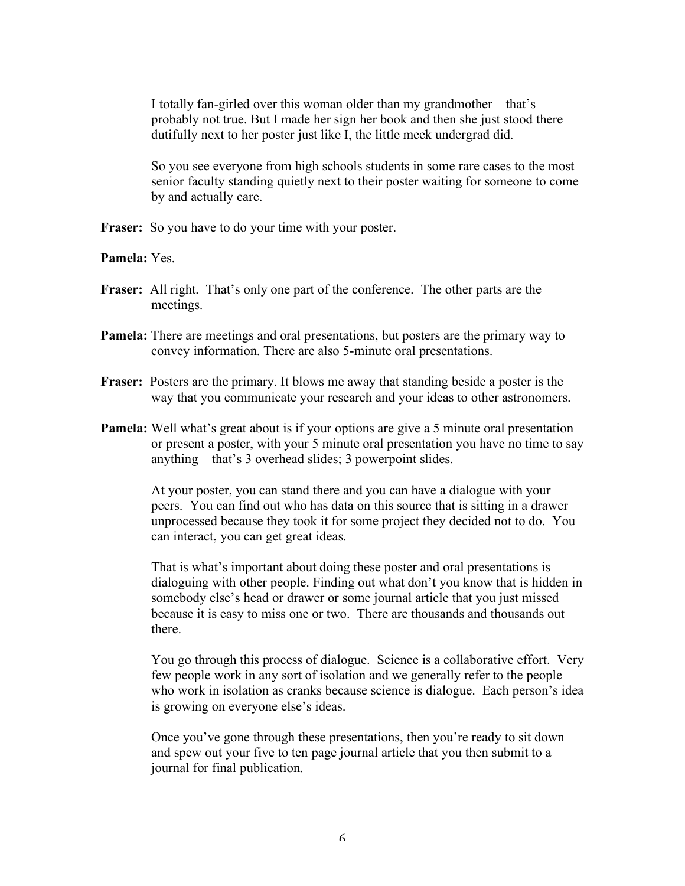I totally fan-girled over this woman older than my grandmother – that's probably not true. But I made her sign her book and then she just stood there dutifully next to her poster just like I, the little meek undergrad did.

So you see everyone from high schools students in some rare cases to the most senior faculty standing quietly next to their poster waiting for someone to come by and actually care.

**Fraser:** So you have to do your time with your poster.

**Pamela:** Yes.

**Fraser:** All right. That's only one part of the conference. The other parts are the meetings.

**Pamela:** There are meetings and oral presentations, but posters are the primary way to convey information. There are also 5-minute oral presentations.

**Fraser:** Posters are the primary. It blows me away that standing beside a poster is the way that you communicate your research and your ideas to other astronomers.

**Pamela:** Well what's great about is if your options are give a 5 minute oral presentation or present a poster, with your 5 minute oral presentation you have no time to say anything – that's 3 overhead slides; 3 powerpoint slides.

At your poster, you can stand there and you can have a dialogue with your peers. You can find out who has data on this source that is sitting in a drawer unprocessed because they took it for some project they decided not to do. You can interact, you can get great ideas.

That is what's important about doing these poster and oral presentations is dialoguing with other people. Finding out what don't you know that is hidden in somebody else's head or drawer or some journal article that you just missed because it is easy to miss one or two. There are thousands and thousands out there.

You go through this process of dialogue. Science is a collaborative effort. Very few people work in any sort of isolation and we generally refer to the people who work in isolation as cranks because science is dialogue. Each person's idea is growing on everyone else's ideas.

Once you've gone through these presentations, then you're ready to sit down and spew out your five to ten page journal article that you then submit to a journal for final publication.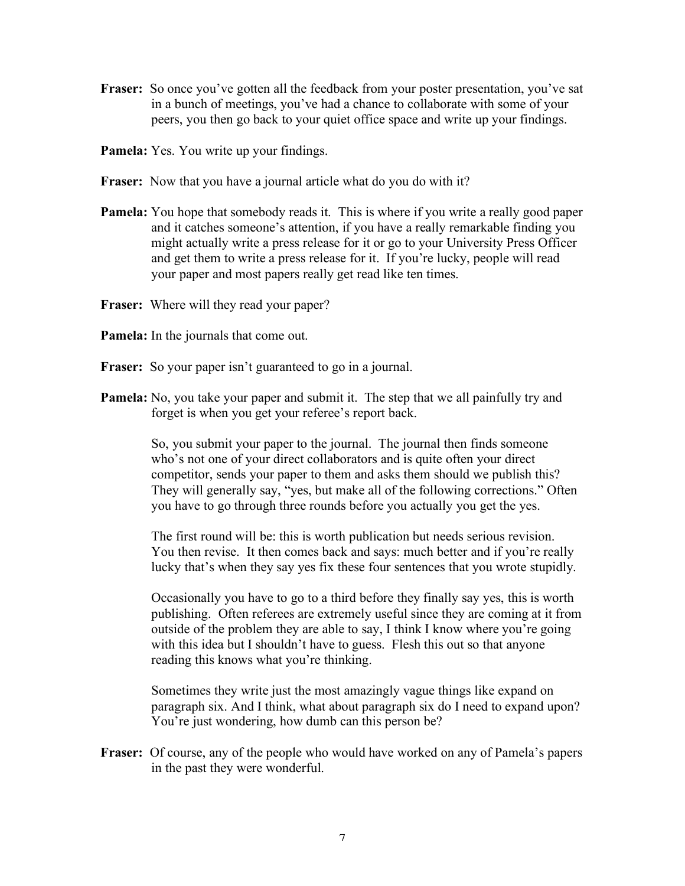**Fraser:** So once you've gotten all the feedback from your poster presentation, you've sat in a bunch of meetings, you've had a chance to collaborate with some of your peers, you then go back to your quiet office space and write up your findings.

**Pamela:** Yes. You write up your findings.

**Fraser:** Now that you have a journal article what do you do with it?

**Pamela:** You hope that somebody reads it. This is where if you write a really good paper and it catches someone's attention, if you have a really remarkable finding you might actually write a press release for it or go to your University Press Officer and get them to write a press release for it. If you're lucky, people will read your paper and most papers really get read like ten times.

**Fraser:** Where will they read your paper?

**Pamela:** In the journals that come out.

**Fraser:** So your paper isn't guaranteed to go in a journal.

**Pamela:** No, you take your paper and submit it. The step that we all painfully try and forget is when you get your referee's report back.

So, you submit your paper to the journal. The journal then finds someone who's not one of your direct collaborators and is quite often your direct competitor, sends your paper to them and asks them should we publish this? They will generally say, "yes, but make all of the following corrections." Often you have to go through three rounds before you actually you get the yes.

The first round will be: this is worth publication but needs serious revision. You then revise. It then comes back and says: much better and if you're really lucky that's when they say yes fix these four sentences that you wrote stupidly.

Occasionally you have to go to a third before they finally say yes, this is worth publishing. Often referees are extremely useful since they are coming at it from outside of the problem they are able to say, I think I know where you're going with this idea but I shouldn't have to guess. Flesh this out so that anyone reading this knows what you're thinking.

Sometimes they write just the most amazingly vague things like expand on paragraph six. And I think, what about paragraph six do I need to expand upon? You're just wondering, how dumb can this person be?

**Fraser:** Of course, any of the people who would have worked on any of Pamela's papers in the past they were wonderful.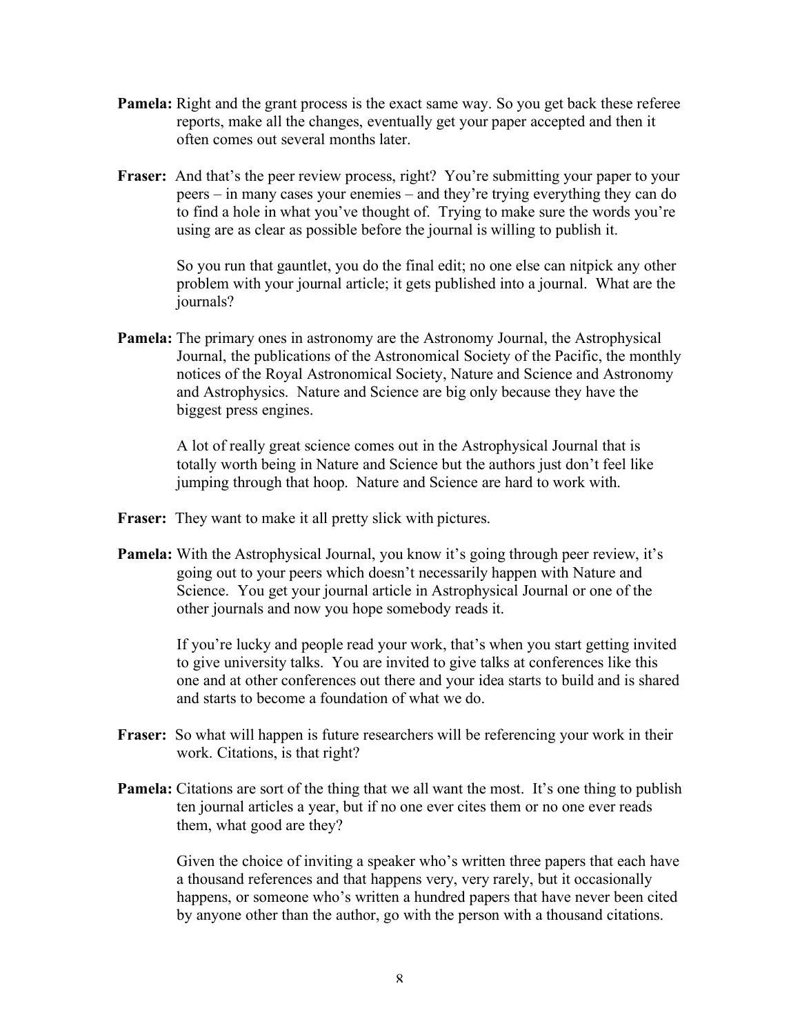**Pamela:** Right and the grant process is the exact same way. So you get back these referee reports, make all the changes, eventually get your paper accepted and then it often comes out several months later.

**Fraser:** And that's the peer review process, right? You're submitting your paper to your peers – in many cases your enemies – and they're trying everything they can do to find a hole in what you've thought of. Trying to make sure the words you're using are as clear as possible before the journal is willing to publish it.

So you run that gauntlet, you do the final edit; no one else can nitpick any other problem with your journal article; it gets published into a journal. What are the journals?

**Pamela:** The primary ones in astronomy are the Astronomy Journal, the Astrophysical Journal, the publications of the Astronomical Society of the Pacific, the monthly notices of the Royal Astronomical Society, Nature and Science and Astronomy and Astrophysics. Nature and Science are big only because they have the biggest press engines.

A lot of really great science comes out in the Astrophysical Journal that is totally worth being in Nature and Science but the authors just don't feel like jumping through that hoop. Nature and Science are hard to work with.

**Fraser:** They want to make it all pretty slick with pictures.

**Pamela:** With the Astrophysical Journal, you know it's going through peer review, it's going out to your peers which doesn't necessarily happen with Nature and Science. You get your journal article in Astrophysical Journal or one of the other journals and now you hope somebody reads it.

If you're lucky and people read your work, that's when you start getting invited to give university talks. You are invited to give talks at conferences like this one and at other conferences out there and your idea starts to build and is shared and starts to become a foundation of what we do.

**Fraser:** So what will happen is future researchers will be referencing your work in their work. Citations, is that right?

**Pamela:** Citations are sort of the thing that we all want the most. It's one thing to publish ten journal articles a year, but if no one ever cites them or no one ever reads them, what good are they?

Given the choice of inviting a speaker who's written three papers that each have a thousand references and that happens very, very rarely, but it occasionally happens, or someone who's written a hundred papers that have never been cited by anyone other than the author, go with the person with a thousand citations.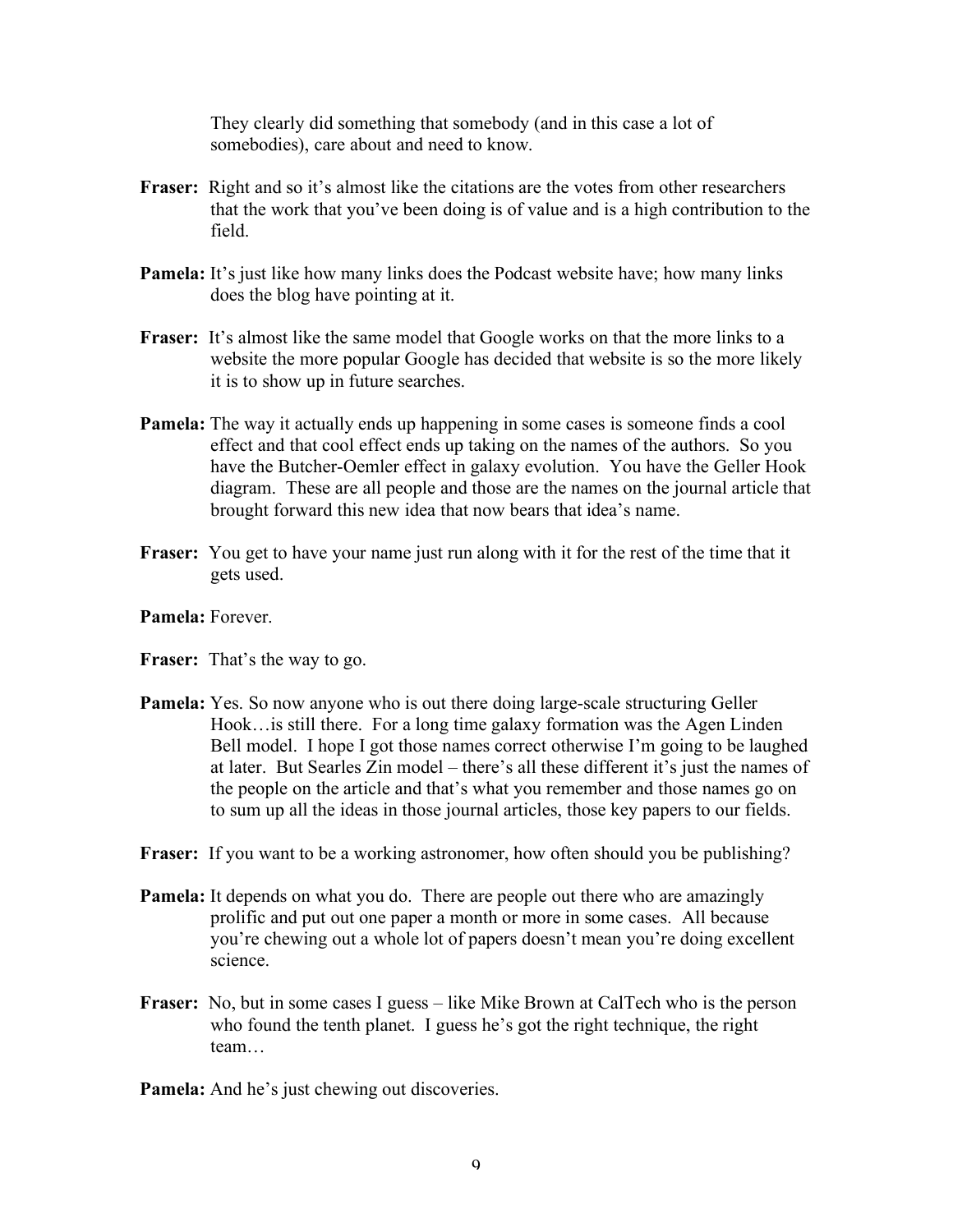They clearly did something that somebody (and in this case a lot of somebodies), care about and need to know.

**Fraser:** Right and so it's almost like the citations are the votes from other researchers that the work that you've been doing is of value and is a high contribution to the field.

**Pamela:** It's just like how many links does the Podcast website have; how many links does the blog have pointing at it.

**Fraser:** It's almost like the same model that Google works on that the more links to a website the more popular Google has decided that website is so the more likely it is to show up in future searches.

**Pamela:** The way it actually ends up happening in some cases is someone finds a cool effect and that cool effect ends up taking on the names of the authors. So you have the Butcher-Oemler effect in galaxy evolution. You have the Geller Hook diagram. These are all people and those are the names on the journal article that brought forward this new idea that now bears that idea's name.

**Fraser:** You get to have your name just run along with it for the rest of the time that it gets used.

**Pamela:** Forever.

**Fraser:** That's the way to go.

**Pamela:** Yes. So now anyone who is out there doing large-scale structuring Geller Hook…is still there. For a long time galaxy formation was the Agen Linden Bell model. I hope I got those names correct otherwise I'm going to be laughed at later. But Searles Zin model – there's all these different it's just the names of the people on the article and that's what you remember and those names go on to sum up all the ideas in those journal articles, those key papers to our fields.

**Fraser:** If you want to be a working astronomer, how often should you be publishing?

**Pamela:** It depends on what you do. There are people out there who are amazingly prolific and put out one paper a month or more in some cases. All because you're chewing out a whole lot of papers doesn't mean you're doing excellent science.

**Fraser:** No, but in some cases I guess – like Mike Brown at CalTech who is the person who found the tenth planet. I guess he's got the right technique, the right team…

**Pamela:** And he's just chewing out discoveries.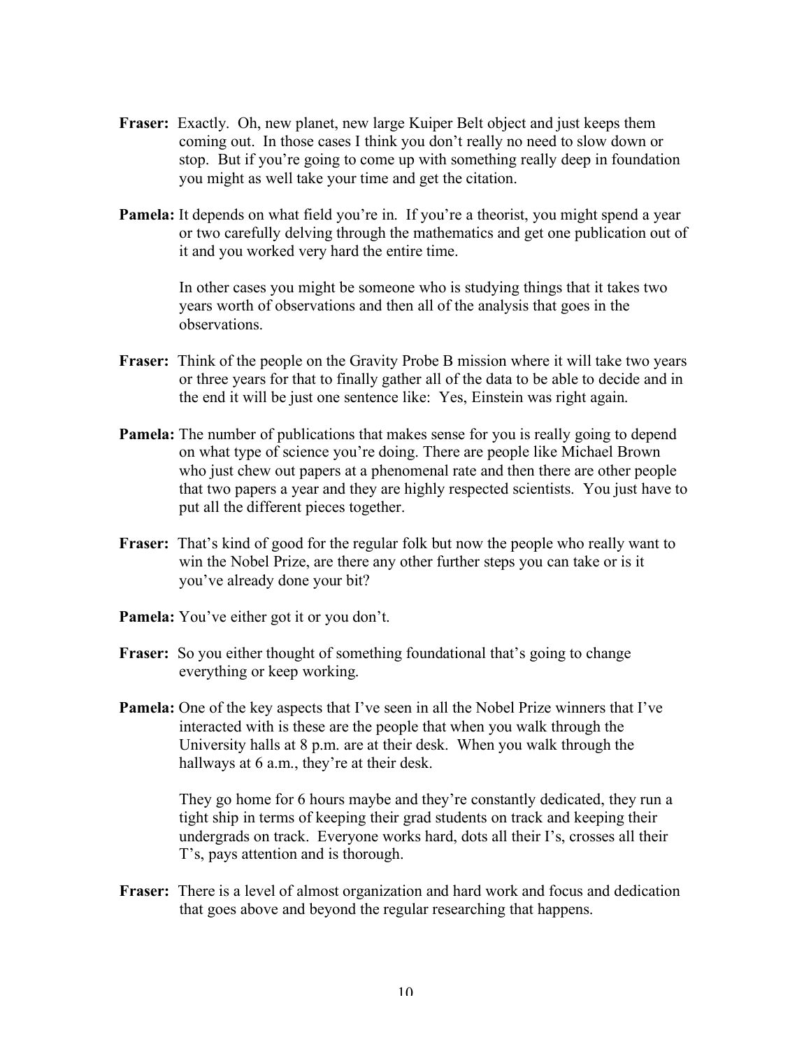**Fraser:** Exactly. Oh, new planet, new large Kuiper Belt object and just keeps them coming out. In those cases I think you don't really no need to slow down or stop. But if you're going to come up with something really deep in foundation you might as well take your time and get the citation.

**Pamela:** It depends on what field you're in. If you're a theorist, you might spend a year or two carefully delving through the mathematics and get one publication out of it and you worked very hard the entire time.

In other cases you might be someone who is studying things that it takes two years worth of observations and then all of the analysis that goes in the observations.

**Fraser:** Think of the people on the Gravity Probe B mission where it will take two years or three years for that to finally gather all of the data to be able to decide and in the end it will be just one sentence like: Yes, Einstein was right again.

**Pamela:** The number of publications that makes sense for you is really going to depend on what type of science you're doing. There are people like Michael Brown who just chew out papers at a phenomenal rate and then there are other people that two papers a year and they are highly respected scientists. You just have to put all the different pieces together.

**Fraser:** That's kind of good for the regular folk but now the people who really want to win the Nobel Prize, are there any other further steps you can take or is it you've already done your bit?

**Pamela:** You've either got it or you don't.

**Fraser:** So you either thought of something foundational that's going to change everything or keep working.

**Pamela:** One of the key aspects that I've seen in all the Nobel Prize winners that I've interacted with is these are the people that when you walk through the University halls at 8 p.m. are at their desk. When you walk through the hallways at 6 a.m., they're at their desk.

They go home for 6 hours maybe and they're constantly dedicated, they run a tight ship in terms of keeping their grad students on track and keeping their undergrads on track. Everyone works hard, dots all their I's, crosses all their T's, pays attention and is thorough.

**Fraser:** There is a level of almost organization and hard work and focus and dedication that goes above and beyond the regular researching that happens.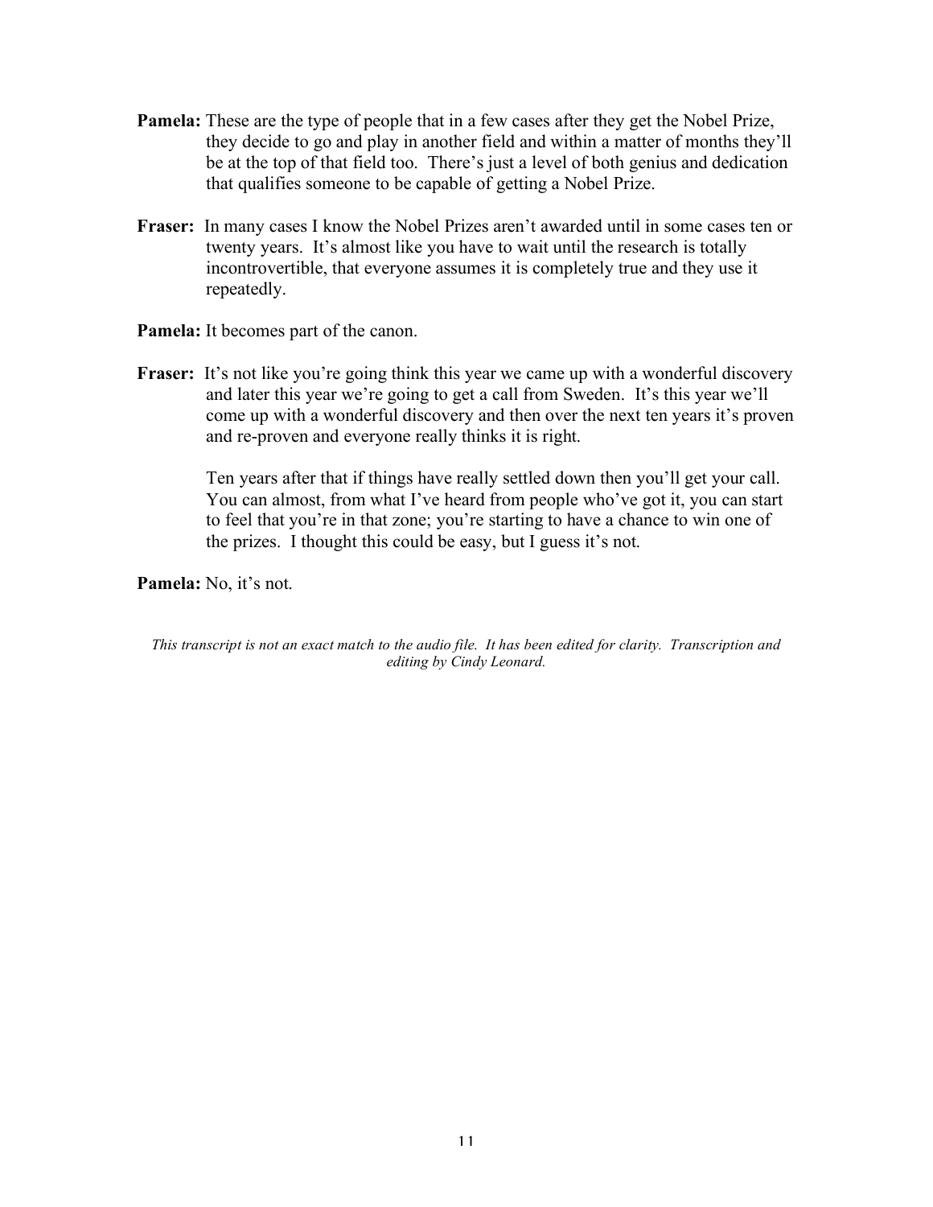**Pamela:** These are the type of people that in a few cases after they get the Nobel Prize, they decide to go and play in another field and within a matter of months they'll be at the top of that field too. There's just a level of both genius and dedication that qualifies someone to be capable of getting a Nobel Prize.

**Fraser:** In many cases I know the Nobel Prizes aren't awarded until in some cases ten or twenty years. It's almost like you have to wait until the research is totally incontrovertible, that everyone assumes it is completely true and they use it repeatedly.

**Pamela:** It becomes part of the canon.

**Fraser:** It's not like you're going think this year we came up with a wonderful discovery and later this year we're going to get a call from Sweden. It's this year we'll come up with a wonderful discovery and then over the next ten years it's proven and re-proven and everyone really thinks it is right.

Ten years after that if things have really settled down then you'll get your call. You can almost, from what I've heard from people who've got it, you can start to feel that you're in that zone; you're starting to have a chance to win one of the prizes. I thought this could be easy, but I guess it's not.

**Pamela:** No, it's not.

*This transcript is not an exact match to the audio file. It has been edited for clarity. Transcription and editing by Cindy Leonard.*